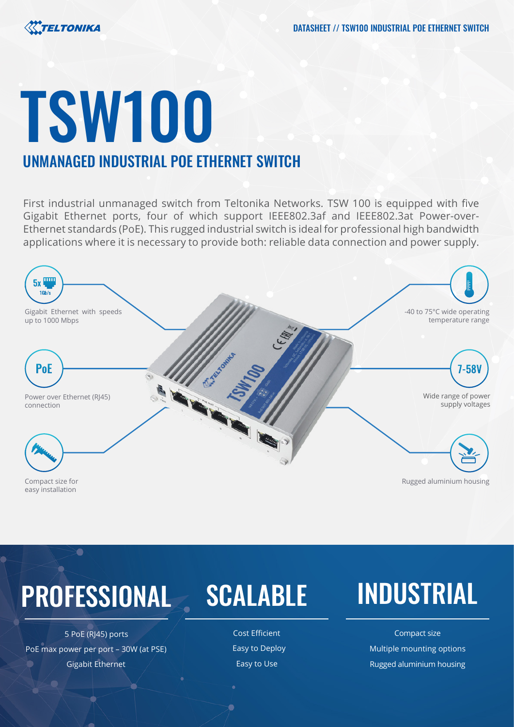# TSW100

## UNMANAGED INDUSTRIAL POE ETHERNET SWITCH

First industrial unmanaged switch from Teltonika Networks. TSW 100 is equipped with five Gigabit Ethernet ports, four of which support IEEE802.3af and IEEE802.3at Power-over-Ethernet standards (PoE). This rugged industrial switch is ideal for professional high bandwidth applications where it is necessary to provide both: reliable data connection and power supply.

5x 1Gb/s

Gigabit Ethernet with speeds up to 1000 Mbps

PoE

Power over Ethernet (RJ45) connection

Compact size for easy installation

-40 to 75°C wide operating temperature range

7-58V

Wide range of power supply voltages

Rugged aluminium housing

## PROFESSIONAL

5 PoE (RJ45) ports

PoE max power per port – 30W (at PSE)

Gigabit Ethernet

## SCALABLE

Cost Efficient

Easy to Deploy

Easy to Use

## INDUSTRIAL

Compact size

Multiple mounting options

Rugged aluminium housing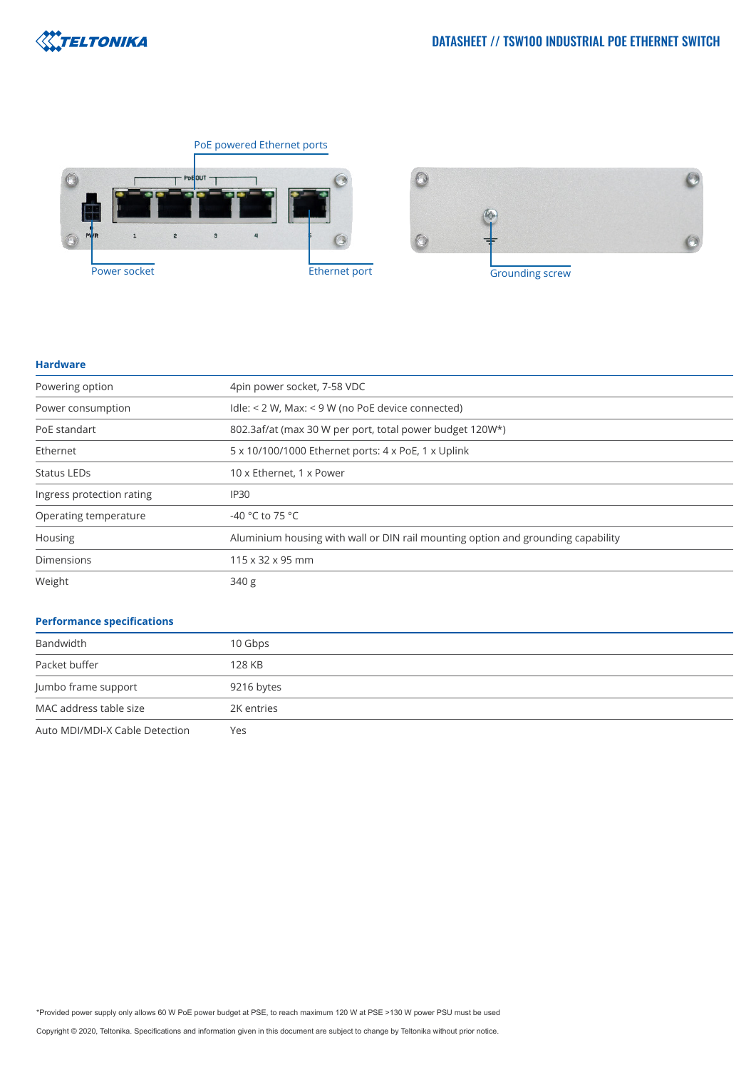PoE powered Ethernet ports

Power socket

Ethernet port

Grounding screw

### Hardware

| | |
|---|---|
| Powering option | 4pin power socket, 7-58 VDC |
| Power consumption | Idle: < 2 W, Max: < 9 W (no PoE device connected) |
| PoE standart | 802.3af/at (max 30 W per port, total power budget 120W*) |
| Ethernet | 5 x 10/100/1000 Ethernet ports: 4 x PoE, 1 x Uplink |
| Status LEDs | 10 x Ethernet, 1 x Power |
| Ingress protection rating | IP30 |
| Operating temperature | -40 °C to 75 °C |
| Housing | Aluminium housing with wall or DIN rail mounting option and grounding capability |
| Dimensions | 115 x 32 x 95 mm |
| Weight | 340 g |

### Performance specifications

| | |
|---|---|
| Bandwidth | 10 Gbps |
| Packet buffer | 128 KB |
| Jumbo frame support | 9216 bytes |
| MAC address table size | 2K entries |
| Auto MDI/MDI-X Cable Detection | Yes |

*Provided power supply only allows 60 W PoE power budget at PSE, to reach maximum 120 W at PSE >130 W power PSU must be used

Copyright © 2020, Teltonika. Specifications and information given in this document are subject to change by Teltonika without prior notice.